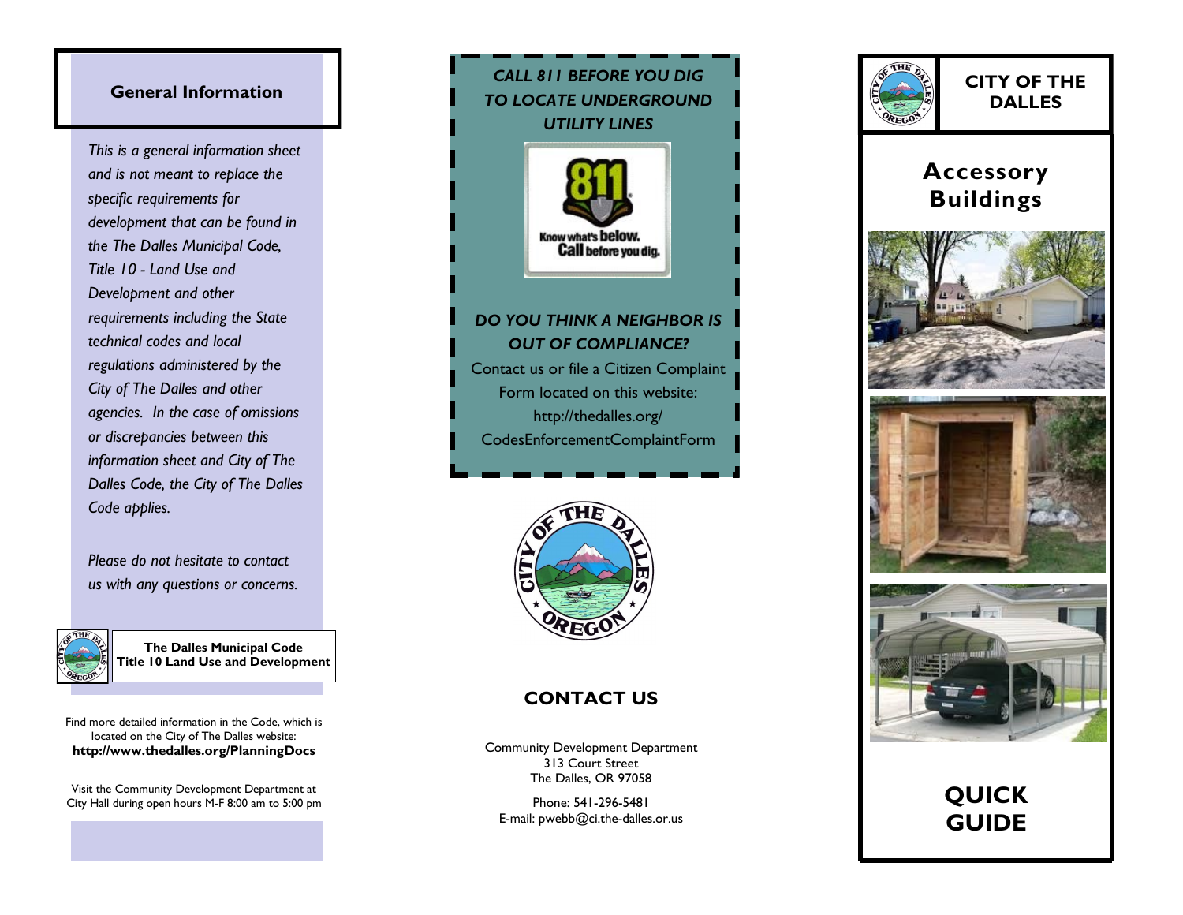## General Information

*This is a general information sheet and is not meant to replace the specific requirements for development that can be found in the The Dalles Municipal Code, Title 10 - Land Use and Development and other requirements including the State technical codes and local regulations administered by the City of The Dalles and other agencies. In the case of omissions or discrepancies between this information sheet and City of The Dalles Code, the City of The Dalles Code applies.*

*Please do not hesitate to contact us with any questions or concerns.*

**The Dalles Municipal Code Title 10 Land Use and Development**

Find more detailed information in the Code, which is located on the City of The Dalles website: **http://www.thedalles.org/PlanningDocs**

Visit the Community Development Department at City Hall during open hours M-F 8:00 am to 5:00 pm

***CALL 811 BEFORE YOU DIG TO LOCATE UNDERGROUND UTILITY LINES***

811 Know what's below. Call before you dig.

***DO YOU THINK A NEIGHBOR IS OUT OF COMPLIANCE?***

Contact us or file a Citizen Complaint Form located on this website: http://thedalles.org/CodesEnforcementComplaintForm

## CONTACT US

Community Development Department
313 Court Street
The Dalles, OR 97058

Phone: 541-296-5481
E-mail: pwebb@ci.the-dalles.or.us

# CITY OF THE DALLES

# Accessory Buildings

# QUICK GUIDE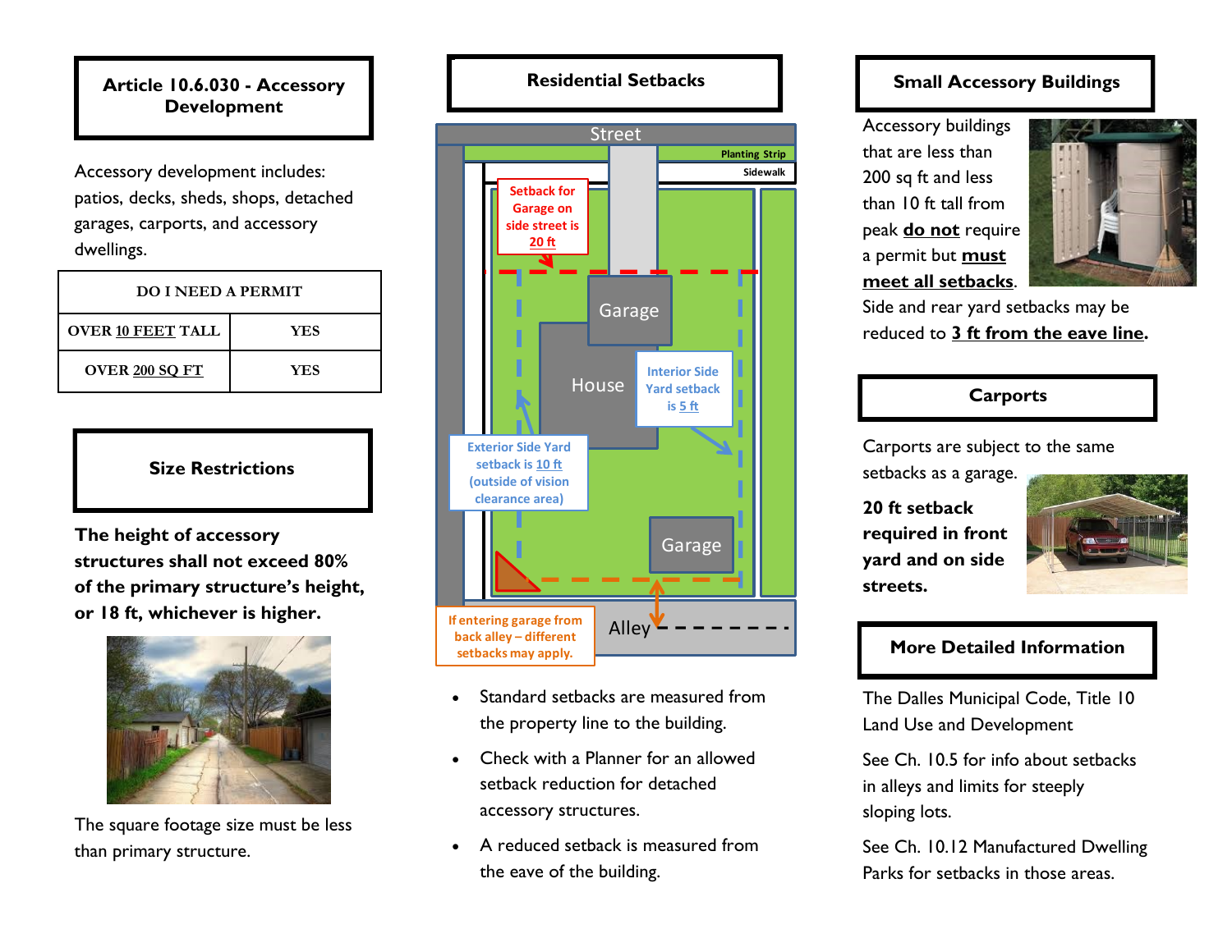## Article 10.6.030 - Accessory Development

Accessory development includes: patios, decks, sheds, shops, detached garages, carports, and accessory dwellings.

| DO I NEED A PERMIT | |
|---|---|
| OVER 10 FEET TALL | YES |
| OVER 200 SQ FT | YES |

## Size Restrictions

**The height of accessory structures shall not exceed 80% of the primary structure's height, or 18 ft, whichever is higher.**

The square footage size must be less than primary structure.

## Residential Setbacks

Street

Planting Strip

Sidewalk

Setback for Garage on side street is 20 ft

Garage

House

Interior Side Yard setback is 5 ft

Exterior Side Yard setback is 10 ft (outside of vision clearance area)

Garage

If entering garage from back alley – different setbacks may apply.

Alley

- Standard setbacks are measured from the property line to the building.
- Check with a Planner for an allowed setback reduction for detached accessory structures.
- A reduced setback is measured from the eave of the building.

## Small Accessory Buildings

Accessory buildings that are less than 200 sq ft and less than 10 ft tall from peak **do not** require a permit but **must meet all setbacks**. Side and rear yard setbacks may be reduced to **3 ft from the eave line.**

## Carports

Carports are subject to the same setbacks as a garage.

**20 ft setback required in front yard and on side streets.**

## More Detailed Information

The Dalles Municipal Code, Title 10 Land Use and Development

See Ch. 10.5 for info about setbacks in alleys and limits for steeply sloping lots.

See Ch. 10.12 Manufactured Dwelling Parks for setbacks in those areas.